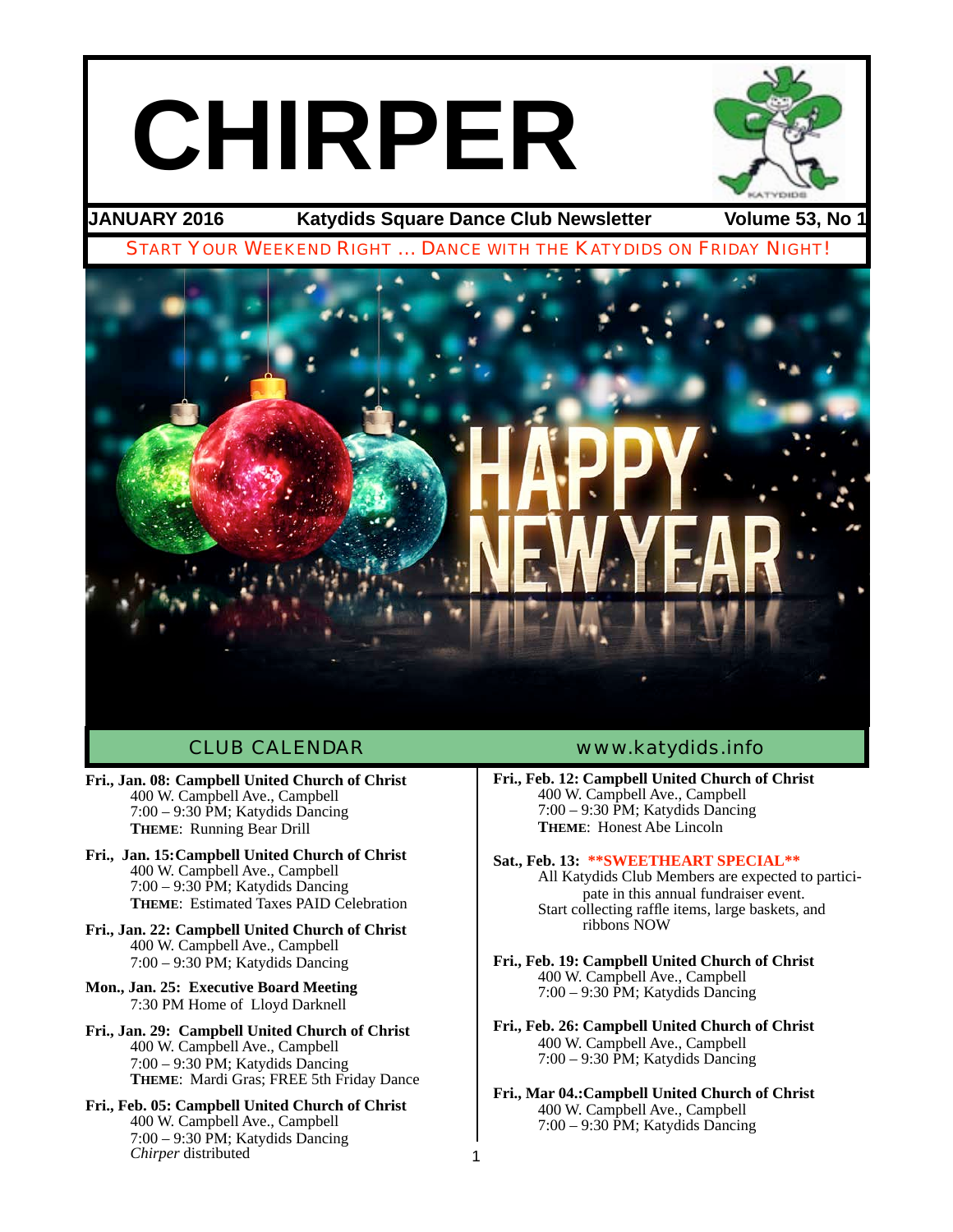# CHIRPER

**JANUARY 2016** | **Katydids Square Dance Club Newsletter** | **Volume 53, No 1**

START YOUR WEEKEND RIGHT ... DANCE WITH THE KATYDIDS ON FRIDAY NIGHT!

## CLUB CALENDAR

www.katydids.info

**Fri., Jan. 08: Campbell United Church of Christ**
400 W. Campbell Ave., Campbell
7:00 – 9:30 PM; Katydids Dancing
**THEME**: Running Bear Drill

**Fri., Jan. 15: Campbell United Church of Christ**
400 W. Campbell Ave., Campbell
7:00 – 9:30 PM; Katydids Dancing
**THEME**: Estimated Taxes PAID Celebration

**Fri., Jan. 22: Campbell United Church of Christ**
400 W. Campbell Ave., Campbell
7:00 – 9:30 PM; Katydids Dancing

**Mon., Jan. 25: Executive Board Meeting**
7:30 PM Home of Lloyd Darknell

**Fri., Jan. 29: Campbell United Church of Christ**
400 W. Campbell Ave., Campbell
7:00 – 9:30 PM; Katydids Dancing
**THEME**: Mardi Gras; FREE 5th Friday Dance

**Fri., Feb. 05: Campbell United Church of Christ**
400 W. Campbell Ave., Campbell
7:00 – 9:30 PM; Katydids Dancing
*Chirper* distributed

**Fri., Feb. 12: Campbell United Church of Christ**
400 W. Campbell Ave., Campbell
7:00 – 9:30 PM; Katydids Dancing
**THEME**: Honest Abe Lincoln

**Sat., Feb. 13: \*\*SWEETHEART SPECIAL\*\***
All Katydids Club Members are expected to participate in this annual fundraiser event.
Start collecting raffle items, large baskets, and ribbons NOW

**Fri., Feb. 19: Campbell United Church of Christ**
400 W. Campbell Ave., Campbell
7:00 – 9:30 PM; Katydids Dancing

**Fri., Feb. 26: Campbell United Church of Christ**
400 W. Campbell Ave., Campbell
7:00 – 9:30 PM; Katydids Dancing

**Fri., Mar 04.: Campbell United Church of Christ**
400 W. Campbell Ave., Campbell
7:00 – 9:30 PM; Katydids Dancing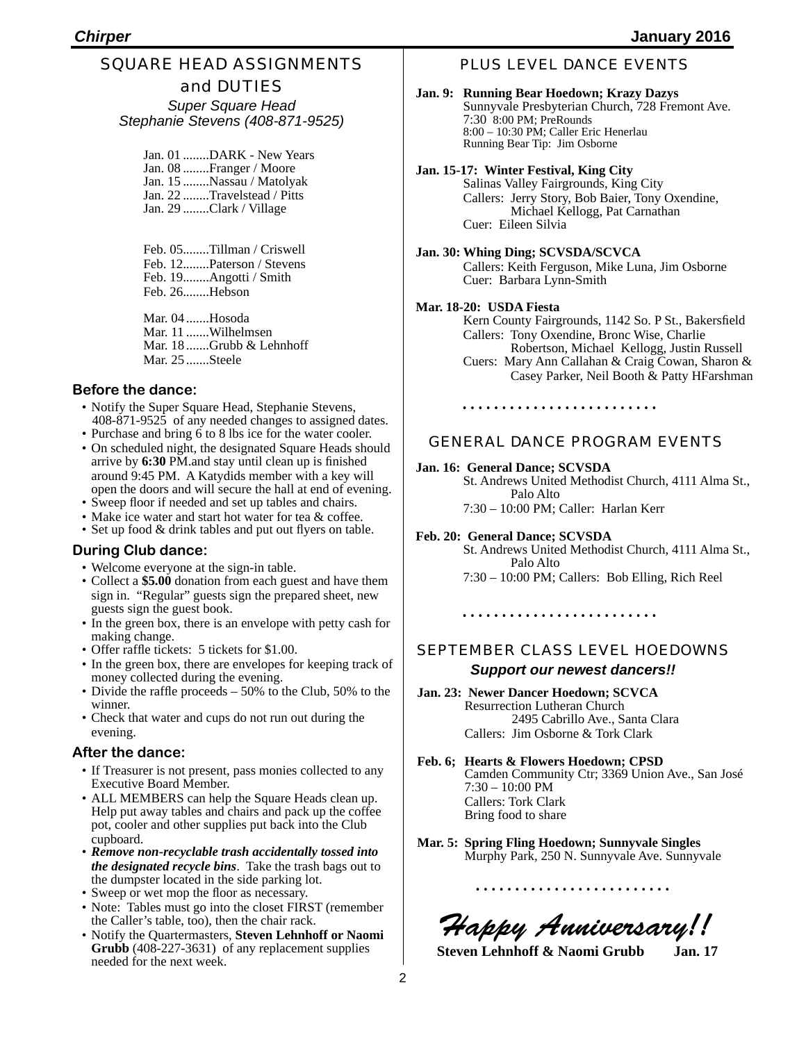## SQUARE HEAD ASSIGNMENTS and DUTIES

*Super Square Head*
*Stephanie Stevens (408-871-9525)*

Jan. 01 ........DARK - New Years
Jan. 08 ........Franger / Moore
Jan. 15 ........Nassau / Matolyak
Jan. 22 ........Travelstead / Pitts
Jan. 29 ........Clark / Village

Feb. 05........Tillman / Criswell
Feb. 12........Paterson / Stevens
Feb. 19........Angotti / Smith
Feb. 26........Hebson

Mar. 04 .......Hosoda
Mar. 11 .......Wilhelmsen
Mar. 18 .......Grubb & Lehnhoff
Mar. 25 .......Steele

### Before the dance:

- Notify the Super Square Head, Stephanie Stevens, 408-871-9525 of any needed changes to assigned dates.
- Purchase and bring 6 to 8 lbs ice for the water cooler.
- On scheduled night, the designated Square Heads should arrive by **6:30** PM.and stay until clean up is finished around 9:45 PM. A Katydids member with a key will open the doors and will secure the hall at end of evening.
- Sweep floor if needed and set up tables and chairs.
- Make ice water and start hot water for tea & coffee.
- Set up food & drink tables and put out flyers on table.

### During Club dance:

- Welcome everyone at the sign-in table.
- Collect a **$5.00** donation from each guest and have them sign in. "Regular" guests sign the prepared sheet, new guests sign the guest book.
- In the green box, there is an envelope with petty cash for making change.
- Offer raffle tickets: 5 tickets for $1.00.
- In the green box, there are envelopes for keeping track of money collected during the evening.
- Divide the raffle proceeds – 50% to the Club, 50% to the winner.
- Check that water and cups do not run out during the evening.

### After the dance:

- If Treasurer is not present, pass monies collected to any Executive Board Member.
- ALL MEMBERS can help the Square Heads clean up. Help put away tables and chairs and pack up the coffee pot, cooler and other supplies put back into the Club cupboard.
- ***Remove non-recyclable trash accidentally tossed into the designated recycle bins***. Take the trash bags out to the dumpster located in the side parking lot.
- Sweep or wet mop the floor as necessary.
- Note: Tables must go into the closet FIRST (remember the Caller's table, too), then the chair rack.
- Notify the Quartermasters, **Steven Lehnhoff or Naomi Grubb** (408-227-3631) of any replacement supplies needed for the next week.

## PLUS LEVEL DANCE EVENTS

**Jan. 9: Running Bear Hoedown; Krazy Dazys**
Sunnyvale Presbyterian Church, 728 Fremont Ave.
7:30 8:00 PM; PreRounds
8:00 – 10:30 PM; Caller Eric Henerlau
Running Bear Tip: Jim Osborne

**Jan. 15-17: Winter Festival, King City**
Salinas Valley Fairgrounds, King City
Callers: Jerry Story, Bob Baier, Tony Oxendine, Michael Kellogg, Pat Carnathan
Cuer: Eileen Silvia

**Jan. 30: Whing Ding; SCVSDA/SCVCA**
Callers: Keith Ferguson, Mike Luna, Jim Osborne
Cuer: Barbara Lynn-Smith

**Mar. 18-20: USDA Fiesta**
Kern County Fairgrounds, 1142 So. P St., Bakersfield
Callers: Tony Oxendine, Bronc Wise, Charlie Robertson, Michael Kellogg, Justin Russell
Cuers: Mary Ann Callahan & Craig Cowan, Sharon & Casey Parker, Neil Booth & Patty HFarshman

. . . . . . . . . . . . . . . . . . . . . . . . .

## GENERAL DANCE PROGRAM EVENTS

**Jan. 16: General Dance; SCVSDA**
St. Andrews United Methodist Church, 4111 Alma St., Palo Alto
7:30 – 10:00 PM; Caller: Harlan Kerr

**Feb. 20: General Dance; SCVSDA**
St. Andrews United Methodist Church, 4111 Alma St., Palo Alto
7:30 – 10:00 PM; Callers: Bob Elling, Rich Reel

. . . . . . . . . . . . . . . . . . . . . . . . .

## SEPTEMBER CLASS LEVEL HOEDOWNS

***Support our newest dancers!!***

**Jan. 23: Newer Dancer Hoedown; SCVCA**
Resurrection Lutheran Church
2495 Cabrillo Ave., Santa Clara
Callers: Jim Osborne & Tork Clark

**Feb. 6; Hearts & Flowers Hoedown; CPSD**
Camden Community Ctr; 3369 Union Ave., San José
7:30 – 10:00 PM
Callers: Tork Clark
Bring food to share

**Mar. 5: Spring Fling Hoedown; Sunnyvale Singles**
Murphy Park, 250 N. Sunnyvale Ave. Sunnyvale

. . . . . . . . . . . . . . . . . . . . . . . . .

***Happy Anniversary!!***

**Steven Lehnhoff & Naomi Grubb Jan. 17**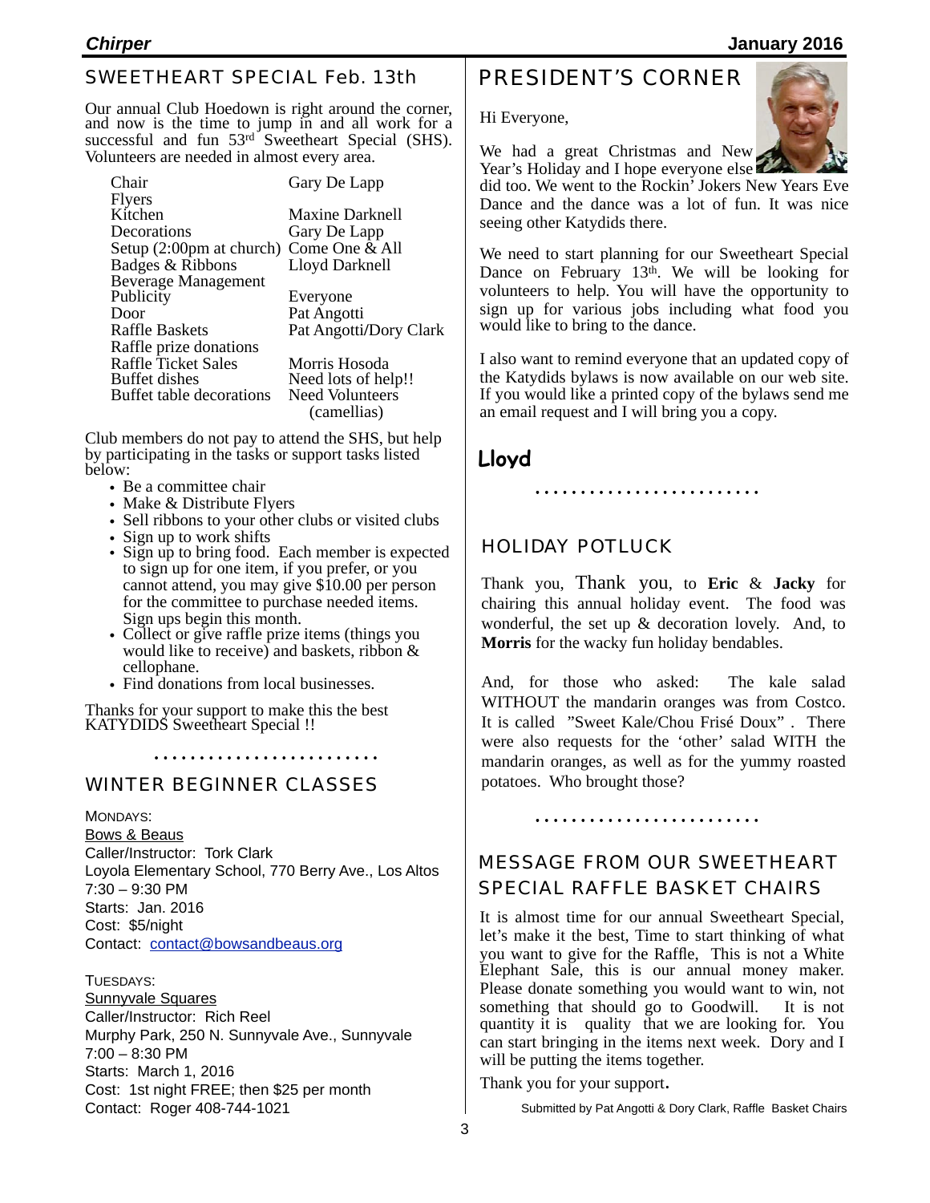## SWEETHEART SPECIAL Feb. 13th

Our annual Club Hoedown is right around the corner, and now is the time to jump in and all work for a successful and fun 53rd Sweetheart Special (SHS). Volunteers are needed in almost every area.

| | |
|---|---|
| Chair | Gary De Lapp |
| Flyers | |
| Kitchen | Maxine Darknell |
| Decorations | Gary De Lapp |
| Setup (2:00pm at church) | Come One & All |
| Badges & Ribbons | Lloyd Darknell |
| Beverage Management | |
| Publicity | Everyone |
| Door | Pat Angotti |
| Raffle Baskets | Pat Angotti/Dory Clark |
| Raffle prize donations | |
| Raffle Ticket Sales | Morris Hosoda |
| Buffet dishes | Need lots of help!! |
| Buffet table decorations | Need Volunteers (camellias) |

Club members do not pay to attend the SHS, but help by participating in the tasks or support tasks listed below:

- Be a committee chair
- Make & Distribute Flyers
- Sell ribbons to your other clubs or visited clubs
- Sign up to work shifts
- Sign up to bring food. Each member is expected to sign up for one item, if you prefer, or you cannot attend, you may give $10.00 per person for the committee to purchase needed items. Sign ups begin this month.
- Collect or give raffle prize items (things you would like to receive) and baskets, ribbon & cellophane.
- Find donations from local businesses.

Thanks for your support to make this the best KATYDIDS Sweetheart Special !!

## WINTER BEGINNER CLASSES

MONDAYS:
Bows & Beaus
Caller/Instructor: Tork Clark
Loyola Elementary School, 770 Berry Ave., Los Altos
7:30 – 9:30 PM
Starts: Jan. 2016
Cost: $5/night
Contact: contact@bowsandbeaus.org

TUESDAYS:
Sunnyvale Squares
Caller/Instructor: Rich Reel
Murphy Park, 250 N. Sunnyvale Ave., Sunnyvale
7:00 – 8:30 PM
Starts: March 1, 2016
Cost: 1st night FREE; then $25 per month
Contact: Roger 408-744-1021

## PRESIDENT'S CORNER

Hi Everyone,

We had a great Christmas and New Year's Holiday and I hope everyone else did too. We went to the Rockin' Jokers New Years Eve Dance and the dance was a lot of fun. It was nice seeing other Katydids there.

We need to start planning for our Sweetheart Special Dance on February 13th. We will be looking for volunteers to help. You will have the opportunity to sign up for various jobs including what food you would like to bring to the dance.

I also want to remind everyone that an updated copy of the Katydids bylaws is now available on our web site. If you would like a printed copy of the bylaws send me an email request and I will bring you a copy.

**Lloyd**

## HOLIDAY POTLUCK

Thank you, Thank you, to **Eric** & **Jacky** for chairing this annual holiday event. The food was wonderful, the set up & decoration lovely. And, to **Morris** for the wacky fun holiday bendables.

And, for those who asked: The kale salad WITHOUT the mandarin oranges was from Costco. It is called "Sweet Kale/Chou Frisé Doux". There were also requests for the 'other' salad WITH the mandarin oranges, as well as for the yummy roasted potatoes. Who brought those?

## MESSAGE FROM OUR SWEETHEART SPECIAL RAFFLE BASKET CHAIRS

It is almost time for our annual Sweetheart Special, let's make it the best, Time to start thinking of what you want to give for the Raffle, This is not a White Elephant Sale, this is our annual money maker. Please donate something you would want to win, not something that should go to Goodwill. It is not quantity it is quality that we are looking for. You can start bringing in the items next week. Dory and I will be putting the items together.

Thank you for your support.

Submitted by Pat Angotti & Dory Clark, Raffle Basket Chairs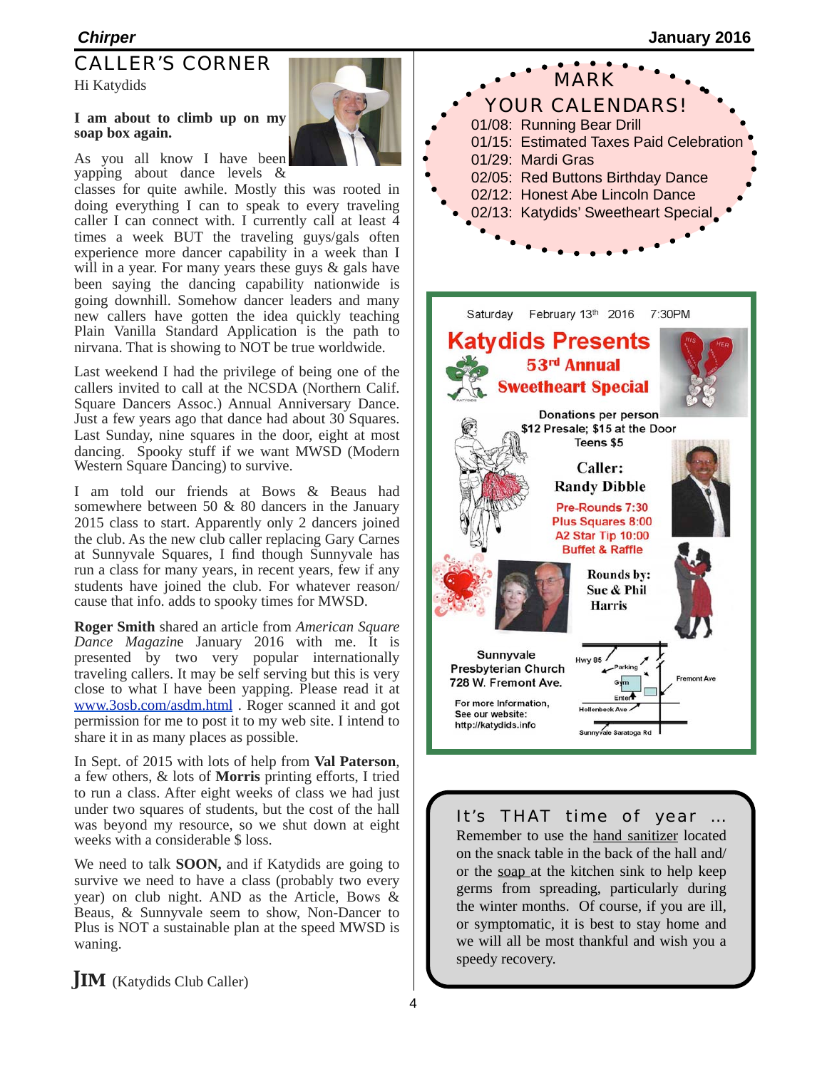## CALLER'S CORNER

Hi Katydids

**I am about to climb up on my soap box again.**

As you all know I have been yapping about dance levels & classes for quite awhile. Mostly this was rooted in doing everything I can to speak to every traveling caller I can connect with. I currently call at least 4 times a week BUT the traveling guys/gals often experience more dancer capability in a week than I will in a year. For many years these guys & gals have been saying the dancing capability nationwide is going downhill. Somehow dancer leaders and many new callers have gotten the idea quickly teaching Plain Vanilla Standard Application is the path to nirvana. That is showing to NOT be true worldwide.

Last weekend I had the privilege of being one of the callers invited to call at the NCSDA (Northern Calif. Square Dancers Assoc.) Annual Anniversary Dance. Just a few years ago that dance had about 30 Squares. Last Sunday, nine squares in the door, eight at most dancing. Spooky stuff if we want MWSD (Modern Western Square Dancing) to survive.

I am told our friends at Bows & Beaus had somewhere between 50 & 80 dancers in the January 2015 class to start. Apparently only 2 dancers joined the club. As the new club caller replacing Gary Carnes at Sunnyvale Squares, I find though Sunnyvale has run a class for many years, in recent years, few if any students have joined the club. For whatever reason/ cause that info. adds to spooky times for MWSD.

**Roger Smith** shared an article from *American Square Dance Magazine* January 2016 with me. It is presented by two very popular internationally traveling callers. It may be self serving but this is very close to what I have been yapping. Please read it at www.3osb.com/asdm.html . Roger scanned it and got permission for me to post it to my web site. I intend to share it in as many places as possible.

In Sept. of 2015 with lots of help from **Val Paterson**, a few others, & lots of **Morris** printing efforts, I tried to run a class. After eight weeks of class we had just under two squares of students, but the cost of the hall was beyond my resource, so we shut down at eight weeks with a considerable $ loss.

We need to talk **SOON,** and if Katydids are going to survive we need to have a class (probably two every year) on club night. AND as the Article, Bows & Beaus, & Sunnyvale seem to show, Non-Dancer to Plus is NOT a sustainable plan at the speed MWSD is waning.

**JIM** (Katydids Club Caller)

## MARK YOUR CALENDARS!

- 01/08: Running Bear Drill
- 01/15: Estimated Taxes Paid Celebration
- 01/29: Mardi Gras
- 02/05: Red Buttons Birthday Dance
- 02/12: Honest Abe Lincoln Dance
- 02/13: Katydids' Sweetheart Special

Saturday February 13th 2016 7:30PM

**Katydids Presents**
**53rd Annual**
**Sweetheart Special**

Donations per person
$12 Presale; $15 at the Door
Teens $5

**Caller:**
**Randy Dibble**

Pre-Rounds 7:30
Plus Squares 8:00
A2 Star Tip 10:00
Buffet & Raffle

**Rounds by:**
**Sue & Phil Harris**

Sunnyvale Presbyterian Church
728 W. Fremont Ave.

For more Information,
See our website:
http://katydids.info

## It's THAT time of year ...

Remember to use the hand sanitizer located on the snack table in the back of the hall and/ or the soap at the kitchen sink to help keep germs from spreading, particularly during the winter months. Of course, if you are ill, or symptomatic, it is best to stay home and we will all be most thankful and wish you a speedy recovery.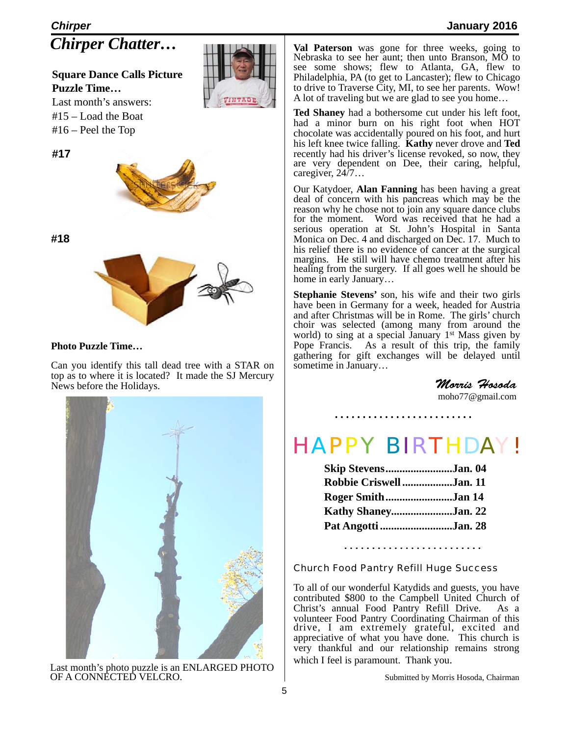# Chirper Chatter…

**Square Dance Calls Picture Puzzle Time…**

Last month's answers:
#15 – Load the Boat
#16 – Peel the Top

**#17**

**#18**

**Photo Puzzle Time…**

Can you identify this tall dead tree with a STAR on top as to where it is located? It made the SJ Mercury News before the Holidays.

Last month's photo puzzle is an ENLARGED PHOTO OF A CONNECTED VELCRO.

**Val Paterson** was gone for three weeks, going to Nebraska to see her aunt; then unto Branson, MO to see some shows; flew to Atlanta, GA, flew to Philadelphia, PA (to get to Lancaster); flew to Chicago to drive to Traverse City, MI, to see her parents. Wow! A lot of traveling but we are glad to see you home…

**Ted Shaney** had a bothersome cut under his left foot, had a minor burn on his right foot when HOT chocolate was accidentally poured on his foot, and hurt his left knee twice falling. **Kathy** never drove and **Ted** recently had his driver's license revoked, so now, they are very dependent on Dee, their caring, helpful, caregiver, 24/7…

Our Katydoer, **Alan Fanning** has been having a great deal of concern with his pancreas which may be the reason why he chose not to join any square dance clubs for the moment. Word was received that he had a serious operation at St. John's Hospital in Santa Monica on Dec. 4 and discharged on Dec. 17. Much to his relief there is no evidence of cancer at the surgical margins. He still will have chemo treatment after his healing from the surgery. If all goes well he should be home in early January…

**Stephanie Stevens'** son, his wife and their two girls have been in Germany for a week, headed for Austria and after Christmas will be in Rome. The girls' church choir was selected (among many from around the world) to sing at a special January 1st Mass given by Pope Francis. As a result of this trip, the family gathering for gift exchanges will be delayed until sometime in January…

*Morris Hosoda*
moho77@gmail.com

# HAPPY BIRTHDAY!

**Skip Stevens........................Jan. 04**
**Robbie Criswell..................Jan. 11**
**Roger Smith........................Jan 14**
**Kathy Shaney......................Jan. 22**
**Pat Angotti..........................Jan. 28**

## Church Food Pantry Refill Huge Success

To all of our wonderful Katydids and guests, you have contributed $800 to the Campbell United Church of Christ's annual Food Pantry Refill Drive. As a volunteer Food Pantry Coordinating Chairman of this drive, I am extremely grateful, excited and appreciative of what you have done. This church is very thankful and our relationship remains strong which I feel is paramount. Thank you.

Submitted by Morris Hosoda, Chairman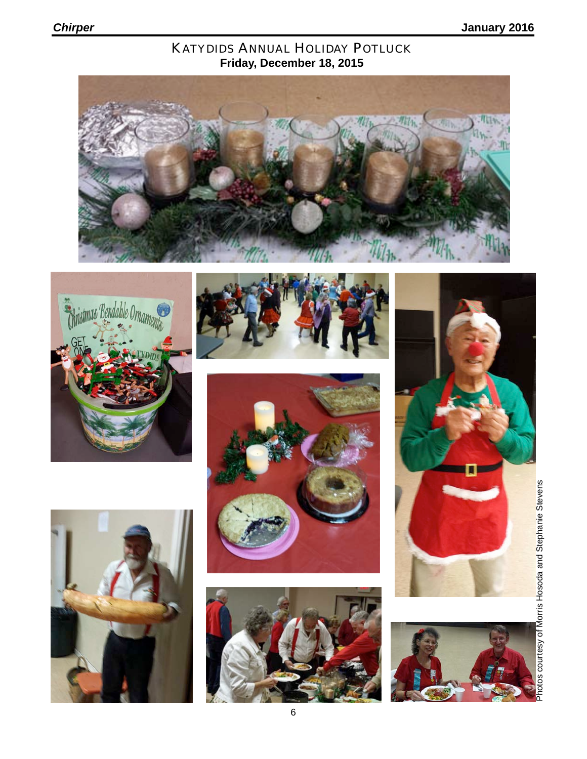# KATYDIDS ANNUAL HOLIDAY POTLUCK

**Friday, December 18, 2015**

Photos courtesy of Morris Hosoda and Stephanie Stevens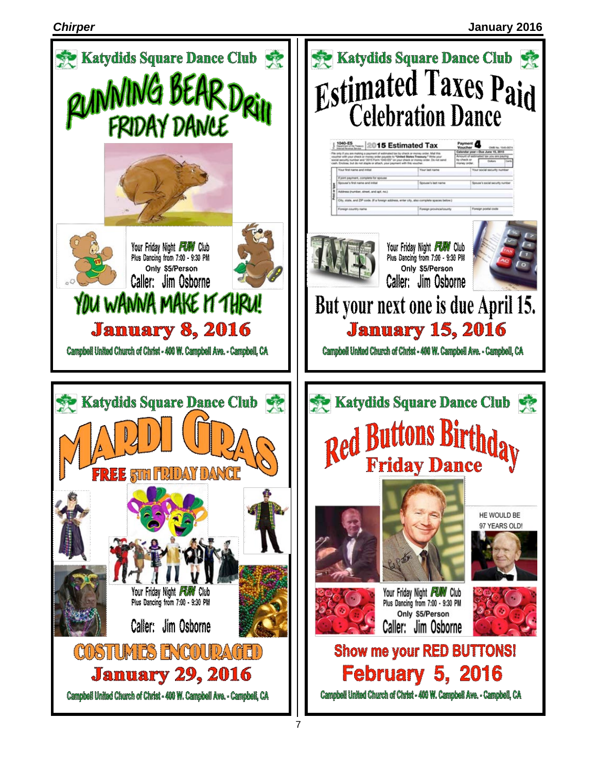## Katydids Square Dance Club

# RUNNING BEAR Drill FRIDAY DANCE

Your Friday Night **FUN** Club
Plus Dancing from 7:00 - 9:30 PM
Only $5/Person
Caller: Jim Osborne

**YOU WANNA MAKE IT THRU!**

**January 8, 2016**

Campbell United Church of Christ - 400 W. Campbell Ave. - Campbell, CA

---

## Katydids Square Dance Club

# Estimated Taxes Paid Celebration Dance

Your Friday Night **FUN** Club
Plus Dancing from 7:00 - 9:30 PM
Only $5/Person
Caller: Jim Osborne

**But your next one is due April 15.**

**January 15, 2016**

Campbell United Church of Christ - 400 W. Campbell Ave. - Campbell, CA

---

## Katydids Square Dance Club

# MARDI GRAS

**FREE 5TH FRIDAY DANCE**

Your Friday Night **FUN** Club
Plus Dancing from 7:00 - 9:30 PM

Caller: Jim Osborne

**COSTUMES ENCOURAGED**

**January 29, 2016**

Campbell United Church of Christ - 400 W. Campbell Ave. - Campbell, CA

---

## Katydids Square Dance Club

# Red Buttons Birthday Friday Dance

HE WOULD BE 97 YEARS OLD!

Your Friday Night **FUN** Club
Plus Dancing from 7:00 - 9:30 PM
Only $5/Person
Caller: Jim Osborne

**Show me your RED BUTTONS!**

**February 5, 2016**

Campbell United Church of Christ - 400 W. Campbell Ave. - Campbell, CA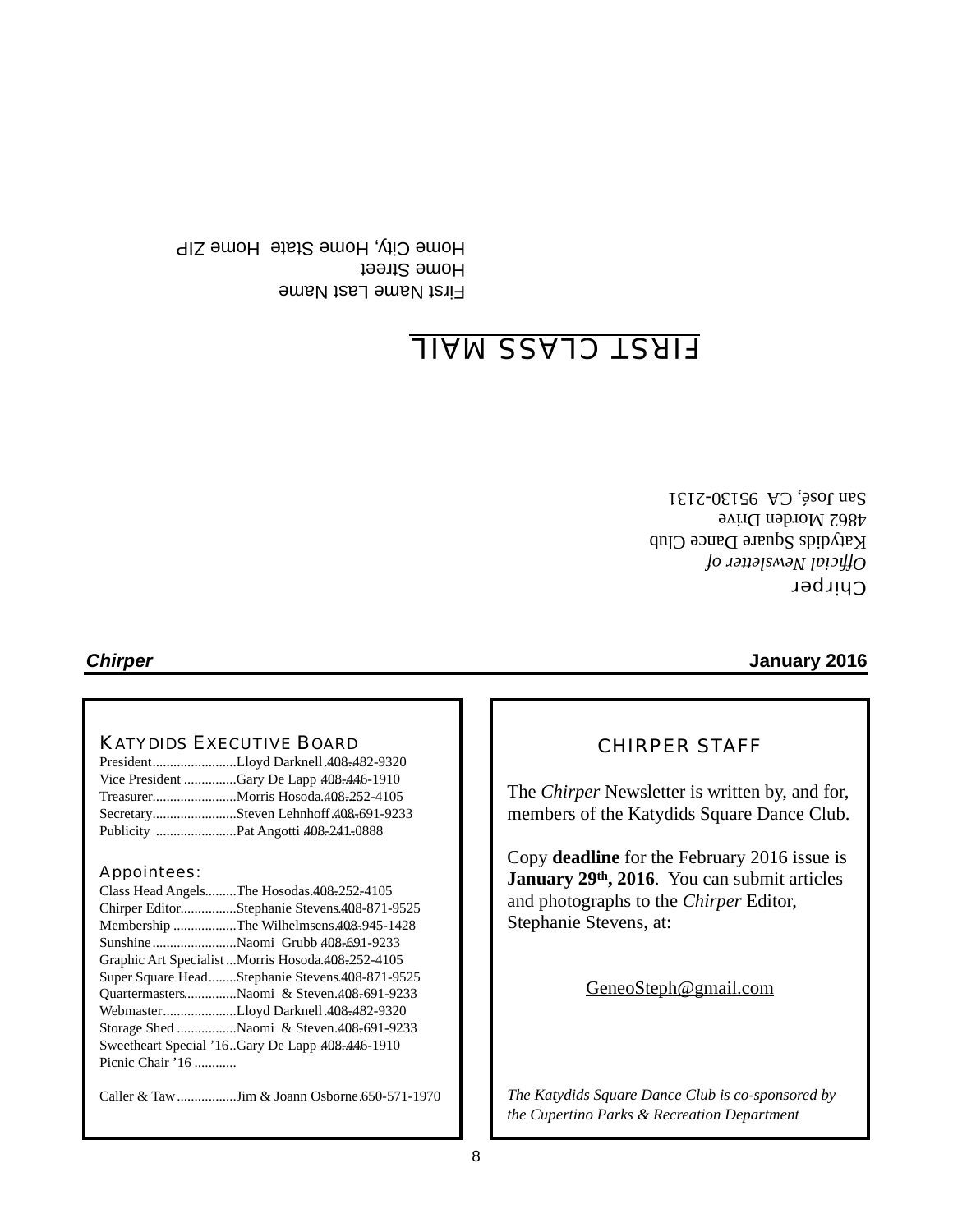Chirper
*Official Newsletter of*
Katydids Square Dance Club
4862 Morden Drive
San José, CA 95130-2131

FIRST CLASS MAIL

First Name Last Name
Home Street
Home City, Home State Home ZIP

**Chirper** **January 2016**

## KATYDIDS EXECUTIVE BOARD

President........................Lloyd Darknell 408-482-9320
Vice President ...............Gary De Lapp 408-446-1910
Treasurer........................Morris Hosoda 408-252-4105
Secretary........................Steven Lehnhoff 408-691-9233
Publicity .......................Pat Angotti 408-241-0888

## Appointees:

Class Head Angels.........The Hosodas 408-252-4105
Chirper Editor................Stephanie Stevens 408-871-9525
Membership ..................The Wilhelmsens 408-945-1428
Sunshine........................Naomi Grubb 408-691-9233
Graphic Art Specialist ...Morris Hosoda 408-252-4105
Super Square Head........Stephanie Stevens 408-871-9525
Quartermasters...............Naomi & Steven 408-691-9233
Webmaster.....................Lloyd Darknell 408-482-9320
Storage Shed .................Naomi & Steven 408-691-9233
Sweetheart Special '16..Gary De Lapp 408-446-1910
Picnic Chair '16 ............

Caller & Taw.................Jim & Joann Osborne 650-571-1970

## CHIRPER STAFF

The *Chirper* Newsletter is written by, and for, members of the Katydids Square Dance Club.

Copy **deadline** for the February 2016 issue is **January 29th, 2016**. You can submit articles and photographs to the *Chirper* Editor, Stephanie Stevens, at:

GeneoSteph@gmail.com

*The Katydids Square Dance Club is co-sponsored by the Cupertino Parks & Recreation Department*